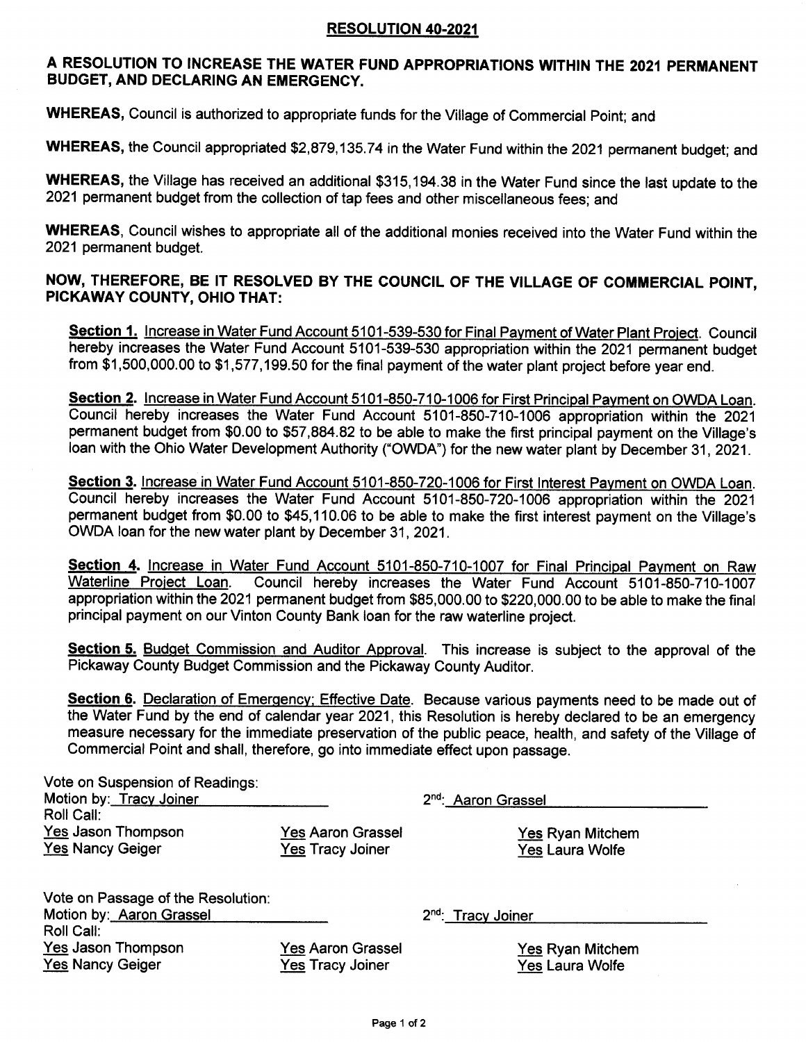# RESOLUTION 40-2021

## A RESOLUTION TO INCREASE THE WATER FUND APPROPRIATIONS WITHIN THE 2021 PERMANENT BUDGET, AND DECLARING AN EMERGENCY.

**WHEREAS,** Council is authorized to appropriate funds for the Village of Commercial Point; and

**WHEREAS,** the Council appropriated $2,879,135.74 in the Water Fund within the 2021 permanent budget; and

**WHEREAS,** the Village has received an additional $315,194.38 in the Water Fund since the last update to the 2021 permanent budget from the collection of tap fees and other miscellaneous fees; and

**WHEREAS**, Council wishes to appropriate all of the additional monies received into the Water Fund within the 2021 permanent budget.

**NOW, THEREFORE, BE IT RESOLVED BY THE COUNCIL OF THE VILLAGE OF COMMERCIAL POINT, PICKAWAY COUNTY, OHIO THAT:**

**Section 1.** Increase in Water Fund Account 5101-539-530 for Final Payment of Water Plant Project. Council hereby increases the Water Fund Account 5101-539-530 appropriation within the 2021 permanent budget from $1,500,000.00 to $1,577,199.50 for the final payment of the water plant project before year end.

**Section 2.** Increase in Water Fund Account 5101-850-710-1006 for First Principal Payment on OWDA Loan. Council hereby increases the Water Fund Account 5101-850-710-1006 appropriation within the 2021 permanent budget from $0.00 to $57,884.82 to be able to make the first principal payment on the Village's loan with the Ohio Water Development Authority ("OWDA") for the new water plant by December 31, 2021.

**Section 3.** Increase in Water Fund Account 5101-850-720-1006 for First Interest Payment on OWDA Loan. Council hereby increases the Water Fund Account 5101-850-720-1006 appropriation within the 2021 permanent budget from $0.00 to $45,110.06 to be able to make the first interest payment on the Village's OWDA loan for the new water plant by December 31, 2021.

**Section 4.** Increase in Water Fund Account 5101-850-710-1007 for Final Principal Payment on Raw Waterline Project Loan. Council hereby increases the Water Fund Account 5101-850-710-1007 appropriation within the 2021 permanent budget from $85,000.00 to $220,000.00 to be able to make the final principal payment on our Vinton County Bank loan for the raw waterline project.

**Section 5.** Budget Commission and Auditor Approval. This increase is subject to the approval of the Pickaway County Budget Commission and the Pickaway County Auditor.

**Section 6.** Declaration of Emergency; Effective Date. Because various payments need to be made out of the Water Fund by the end of calendar year 2021, this Resolution is hereby declared to be an emergency measure necessary for the immediate preservation of the public peace, health, and safety of the Village of Commercial Point and shall, therefore, go into immediate effect upon passage.

Vote on Suspension of Readings:
Motion by: Tracy Joiner — 2nd: Aaron Grassel
Roll Call:

| | | |
|---|---|---|
| Yes Jason Thompson | Yes Aaron Grassel | Yes Ryan Mitchem |
| Yes Nancy Geiger | Yes Tracy Joiner | Yes Laura Wolfe |

Vote on Passage of the Resolution:
Motion by: Aaron Grassel — 2nd: Tracy Joiner
Roll Call:

| | | |
|---|---|---|
| Yes Jason Thompson | Yes Aaron Grassel | Yes Ryan Mitchem |
| Yes Nancy Geiger | Yes Tracy Joiner | Yes Laura Wolfe |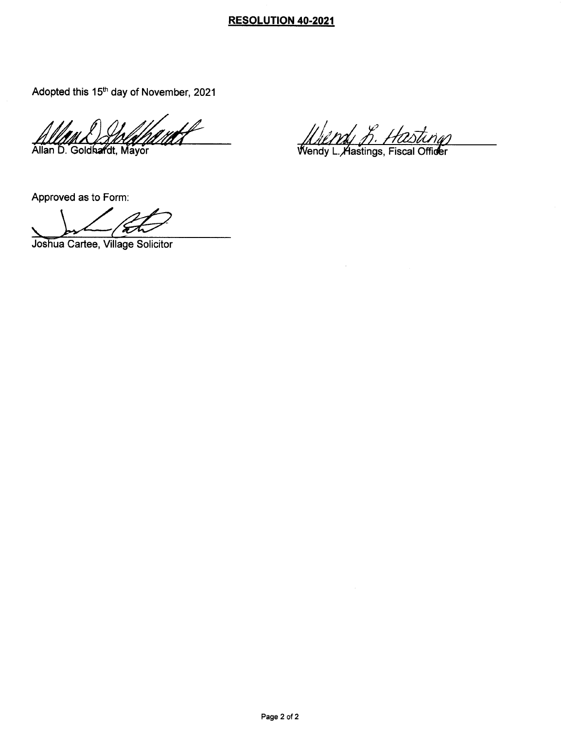**RESOLUTION 40-2021**

Adopted this 15th day of November, 2021

Allan D. Goldhardt, Mayor

Wendy L. Hastings, Fiscal Officer

Approved as to Form:

Joshua Cartee, Village Solicitor